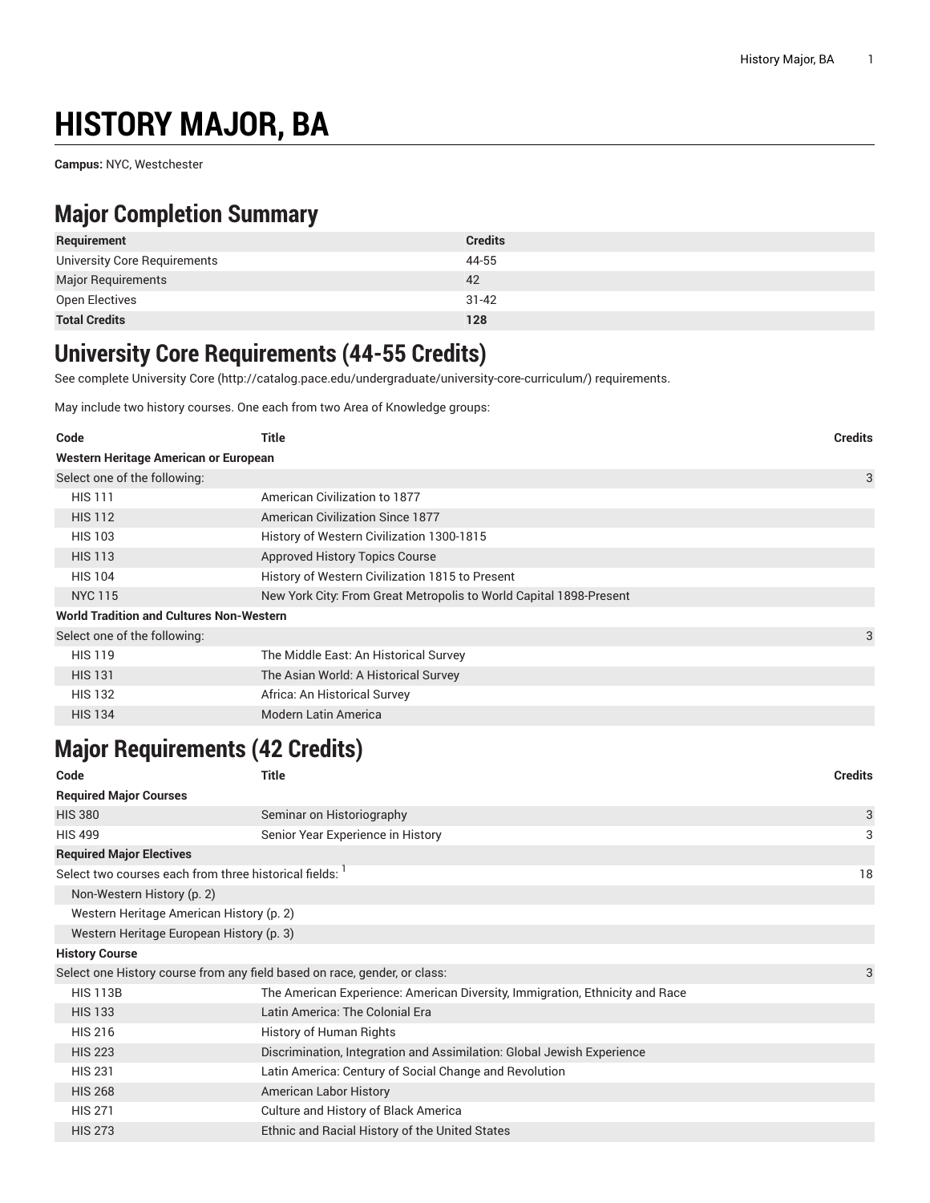# HISTORY MAJOR, BA

**Campus:** NYC, Westchester

## Major Completion Summary

| Requirement | Credits |
| --- | --- |
| University Core Requirements | 44-55 |
| Major Requirements | 42 |
| Open Electives | 31-42 |
| **Total Credits** | **128** |

## University Core Requirements (44-55 Credits)

See complete University Core (http://catalog.pace.edu/undergraduate/university-core-curriculum/) requirements.

May include two history courses. One each from two Area of Knowledge groups:

| Code | Title | Credits |
| --- | --- | --- |
| **Western Heritage American or European** | | |
| Select one of the following: | | 3 |
| HIS 111 | American Civilization to 1877 | |
| HIS 112 | American Civilization Since 1877 | |
| HIS 103 | History of Western Civilization 1300-1815 | |
| HIS 113 | Approved History Topics Course | |
| HIS 104 | History of Western Civilization 1815 to Present | |
| NYC 115 | New York City: From Great Metropolis to World Capital 1898-Present | |
| **World Tradition and Cultures Non-Western** | | |
| Select one of the following: | | 3 |
| HIS 119 | The Middle East: An Historical Survey | |
| HIS 131 | The Asian World: A Historical Survey | |
| HIS 132 | Africa: An Historical Survey | |
| HIS 134 | Modern Latin America | |

## Major Requirements (42 Credits)

| Code | Title | Credits |
| --- | --- | --- |
| **Required Major Courses** | | |
| HIS 380 | Seminar on Historiography | 3 |
| HIS 499 | Senior Year Experience in History | 3 |
| **Required Major Electives** | | |
| Select two courses each from three historical fields: [1] | | 18 |
| Non-Western History (p. 2) | | |
| Western Heritage American History (p. 2) | | |
| Western Heritage European History (p. 3) | | |
| **History Course** | | |
| Select one History course from any field based on race, gender, or class: | | 3 |
| HIS 113B | The American Experience: American Diversity, Immigration, Ethnicity and Race | |
| HIS 133 | Latin America: The Colonial Era | |
| HIS 216 | History of Human Rights | |
| HIS 223 | Discrimination, Integration and Assimilation: Global Jewish Experience | |
| HIS 231 | Latin America: Century of Social Change and Revolution | |
| HIS 268 | American Labor History | |
| HIS 271 | Culture and History of Black America | |
| HIS 273 | Ethnic and Racial History of the United States | |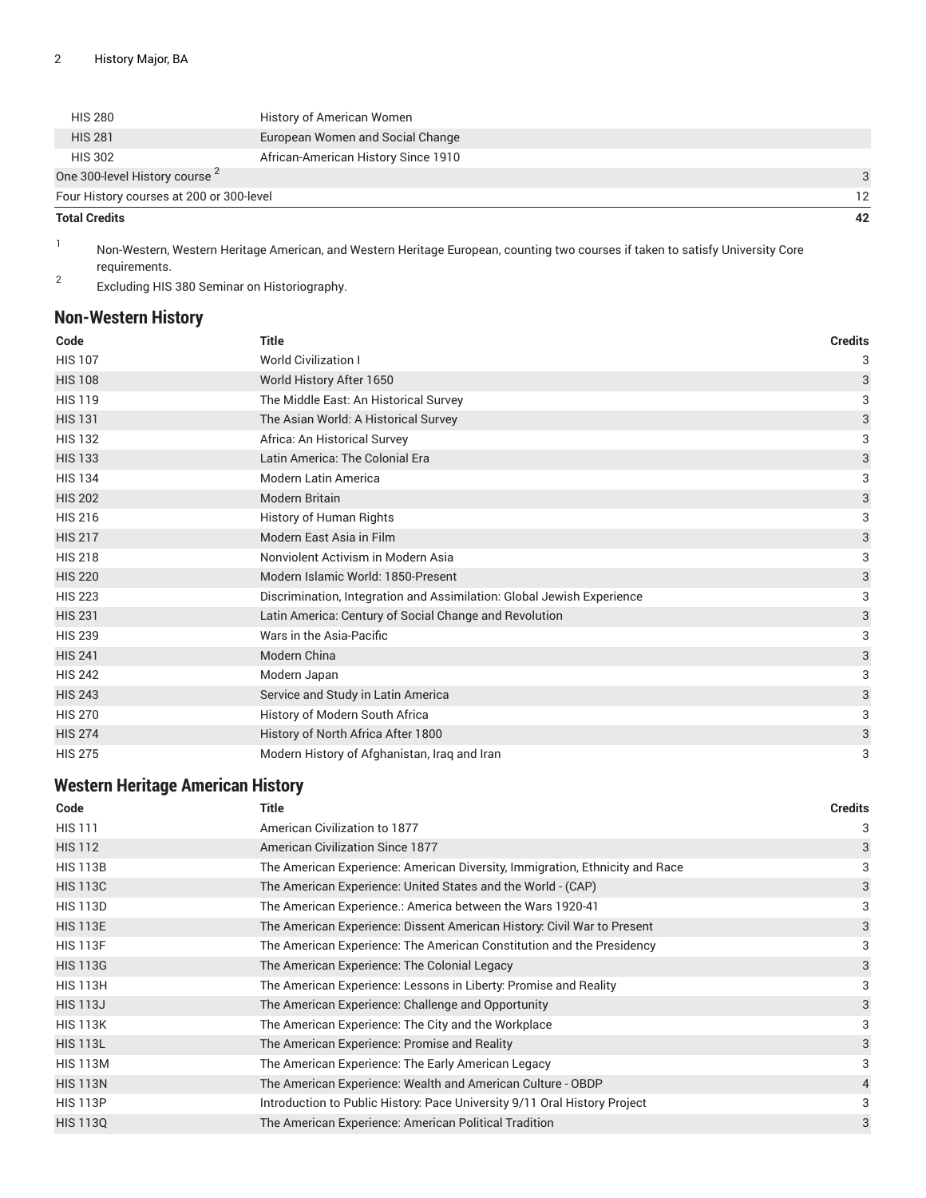| | | |
|---|---|---|
| HIS 280 | History of American Women | |
| HIS 281 | European Women and Social Change | |
| HIS 302 | African-American History Since 1910 | |
| One 300-level History course [2] | | 3 |
| Four History courses at 200 or 300-level | | 12 |
| **Total Credits** | | **42** |

1. Non-Western, Western Heritage American, and Western Heritage European, counting two courses if taken to satisfy University Core requirements.
2. Excluding HIS 380 Seminar on Historiography.

## Non-Western History

| Code | Title | Credits |
|---|---|---|
| HIS 107 | World Civilization I | 3 |
| HIS 108 | World History After 1650 | 3 |
| HIS 119 | The Middle East: An Historical Survey | 3 |
| HIS 131 | The Asian World: A Historical Survey | 3 |
| HIS 132 | Africa: An Historical Survey | 3 |
| HIS 133 | Latin America: The Colonial Era | 3 |
| HIS 134 | Modern Latin America | 3 |
| HIS 202 | Modern Britain | 3 |
| HIS 216 | History of Human Rights | 3 |
| HIS 217 | Modern East Asia in Film | 3 |
| HIS 218 | Nonviolent Activism in Modern Asia | 3 |
| HIS 220 | Modern Islamic World: 1850-Present | 3 |
| HIS 223 | Discrimination, Integration and Assimilation: Global Jewish Experience | 3 |
| HIS 231 | Latin America: Century of Social Change and Revolution | 3 |
| HIS 239 | Wars in the Asia-Pacific | 3 |
| HIS 241 | Modern China | 3 |
| HIS 242 | Modern Japan | 3 |
| HIS 243 | Service and Study in Latin America | 3 |
| HIS 270 | History of Modern South Africa | 3 |
| HIS 274 | History of North Africa After 1800 | 3 |
| HIS 275 | Modern History of Afghanistan, Iraq and Iran | 3 |

## Western Heritage American History

| Code | Title | Credits |
|---|---|---|
| HIS 111 | American Civilization to 1877 | 3 |
| HIS 112 | American Civilization Since 1877 | 3 |
| HIS 113B | The American Experience: American Diversity, Immigration, Ethnicity and Race | 3 |
| HIS 113C | The American Experience: United States and the World - (CAP) | 3 |
| HIS 113D | The American Experience.: America between the Wars 1920-41 | 3 |
| HIS 113E | The American Experience: Dissent American History: Civil War to Present | 3 |
| HIS 113F | The American Experience: The American Constitution and the Presidency | 3 |
| HIS 113G | The American Experience: The Colonial Legacy | 3 |
| HIS 113H | The American Experience: Lessons in Liberty: Promise and Reality | 3 |
| HIS 113J | The American Experience: Challenge and Opportunity | 3 |
| HIS 113K | The American Experience: The City and the Workplace | 3 |
| HIS 113L | The American Experience: Promise and Reality | 3 |
| HIS 113M | The American Experience: The Early American Legacy | 3 |
| HIS 113N | The American Experience: Wealth and American Culture - OBDP | 4 |
| HIS 113P | Introduction to Public History: Pace University 9/11 Oral History Project | 3 |
| HIS 113Q | The American Experience: American Political Tradition | 3 |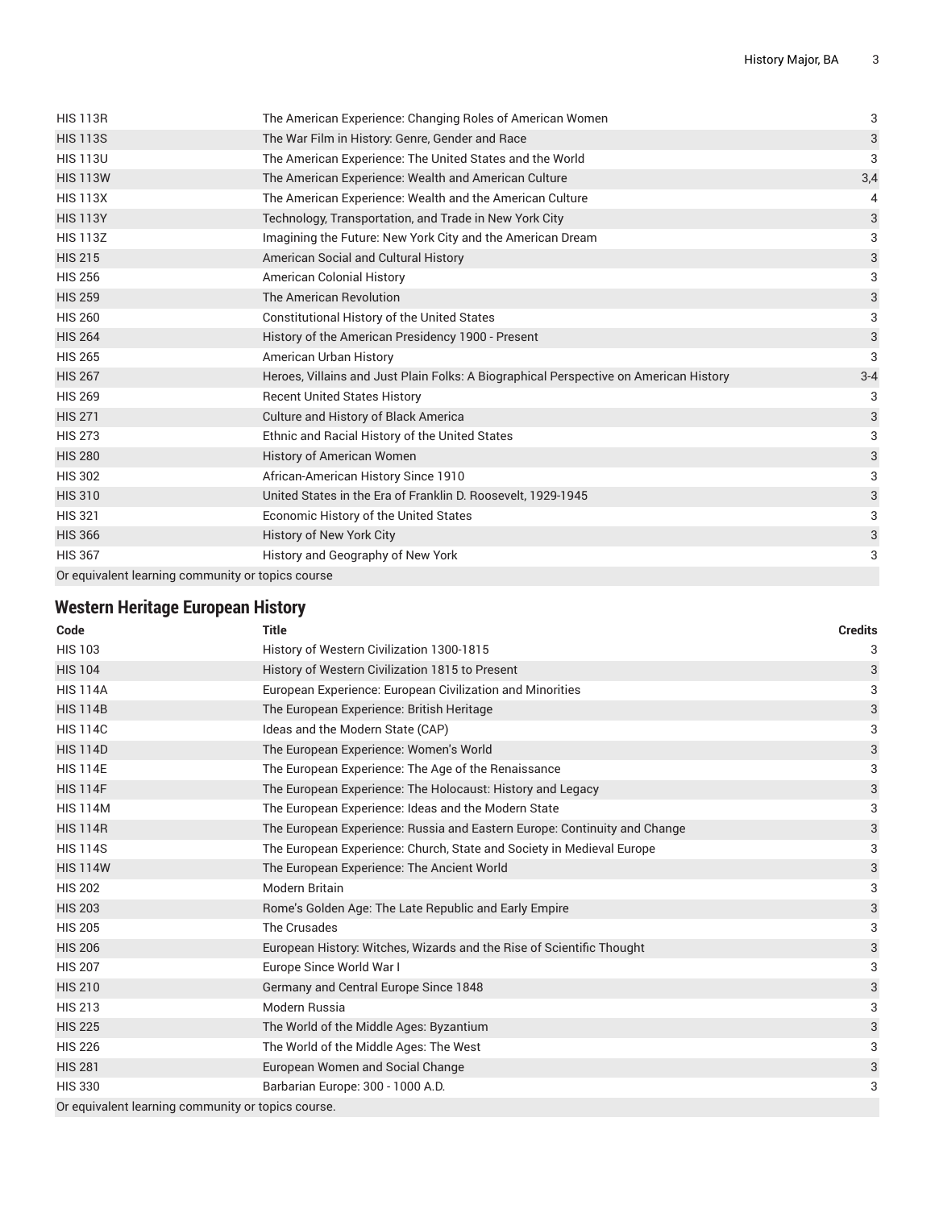| Code | Title | Credits |
| --- | --- | --- |
| HIS 113R | The American Experience: Changing Roles of American Women | 3 |
| HIS 113S | The War Film in History: Genre, Gender and Race | 3 |
| HIS 113U | The American Experience: The United States and the World | 3 |
| HIS 113W | The American Experience: Wealth and American Culture | 3,4 |
| HIS 113X | The American Experience: Wealth and the American Culture | 4 |
| HIS 113Y | Technology, Transportation, and Trade in New York City | 3 |
| HIS 113Z | Imagining the Future: New York City and the American Dream | 3 |
| HIS 215 | American Social and Cultural History | 3 |
| HIS 256 | American Colonial History | 3 |
| HIS 259 | The American Revolution | 3 |
| HIS 260 | Constitutional History of the United States | 3 |
| HIS 264 | History of the American Presidency 1900 - Present | 3 |
| HIS 265 | American Urban History | 3 |
| HIS 267 | Heroes, Villains and Just Plain Folks: A Biographical Perspective on American History | 3-4 |
| HIS 269 | Recent United States History | 3 |
| HIS 271 | Culture and History of Black America | 3 |
| HIS 273 | Ethnic and Racial History of the United States | 3 |
| HIS 280 | History of American Women | 3 |
| HIS 302 | African-American History Since 1910 | 3 |
| HIS 310 | United States in the Era of Franklin D. Roosevelt, 1929-1945 | 3 |
| HIS 321 | Economic History of the United States | 3 |
| HIS 366 | History of New York City | 3 |
| HIS 367 | History and Geography of New York | 3 |
| Or equivalent learning community or topics course | | |

## Western Heritage European History

| Code | Title | Credits |
| --- | --- | --- |
| HIS 103 | History of Western Civilization 1300-1815 | 3 |
| HIS 104 | History of Western Civilization 1815 to Present | 3 |
| HIS 114A | European Experience: European Civilization and Minorities | 3 |
| HIS 114B | The European Experience: British Heritage | 3 |
| HIS 114C | Ideas and the Modern State (CAP) | 3 |
| HIS 114D | The European Experience: Women's World | 3 |
| HIS 114E | The European Experience: The Age of the Renaissance | 3 |
| HIS 114F | The European Experience: The Holocaust: History and Legacy | 3 |
| HIS 114M | The European Experience: Ideas and the Modern State | 3 |
| HIS 114R | The European Experience: Russia and Eastern Europe: Continuity and Change | 3 |
| HIS 114S | The European Experience: Church, State and Society in Medieval Europe | 3 |
| HIS 114W | The European Experience: The Ancient World | 3 |
| HIS 202 | Modern Britain | 3 |
| HIS 203 | Rome's Golden Age: The Late Republic and Early Empire | 3 |
| HIS 205 | The Crusades | 3 |
| HIS 206 | European History: Witches, Wizards and the Rise of Scientific Thought | 3 |
| HIS 207 | Europe Since World War I | 3 |
| HIS 210 | Germany and Central Europe Since 1848 | 3 |
| HIS 213 | Modern Russia | 3 |
| HIS 225 | The World of the Middle Ages: Byzantium | 3 |
| HIS 226 | The World of the Middle Ages: The West | 3 |
| HIS 281 | European Women and Social Change | 3 |
| HIS 330 | Barbarian Europe: 300 - 1000 A.D. | 3 |
| Or equivalent learning community or topics course. | | |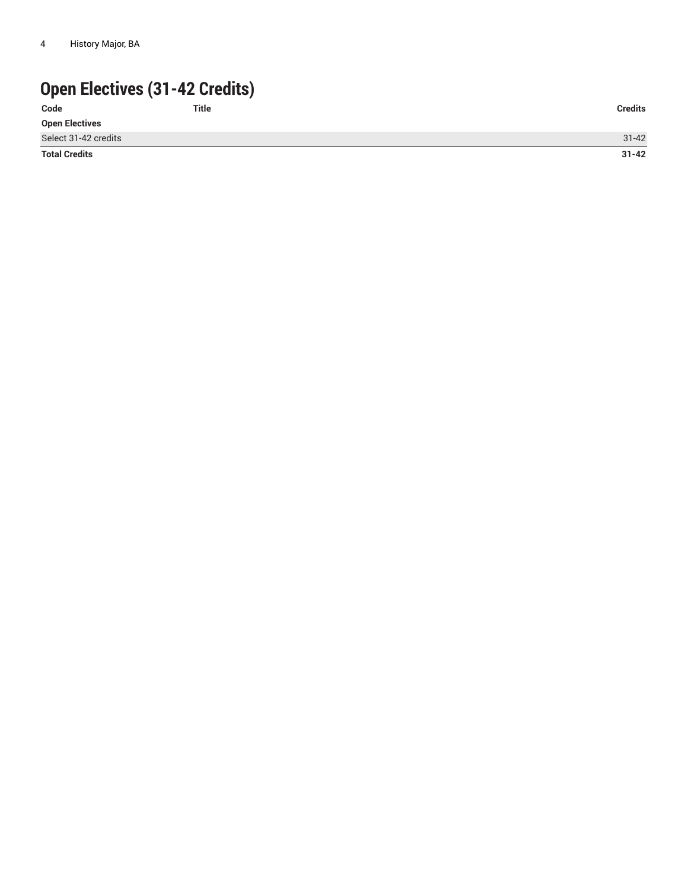## Open Electives (31-42 Credits)

| Code | Title | Credits |
| --- | --- | --- |
| **Open Electives** | | |
| Select 31-42 credits | | 31-42 |
| **Total Credits** | | **31-42** |